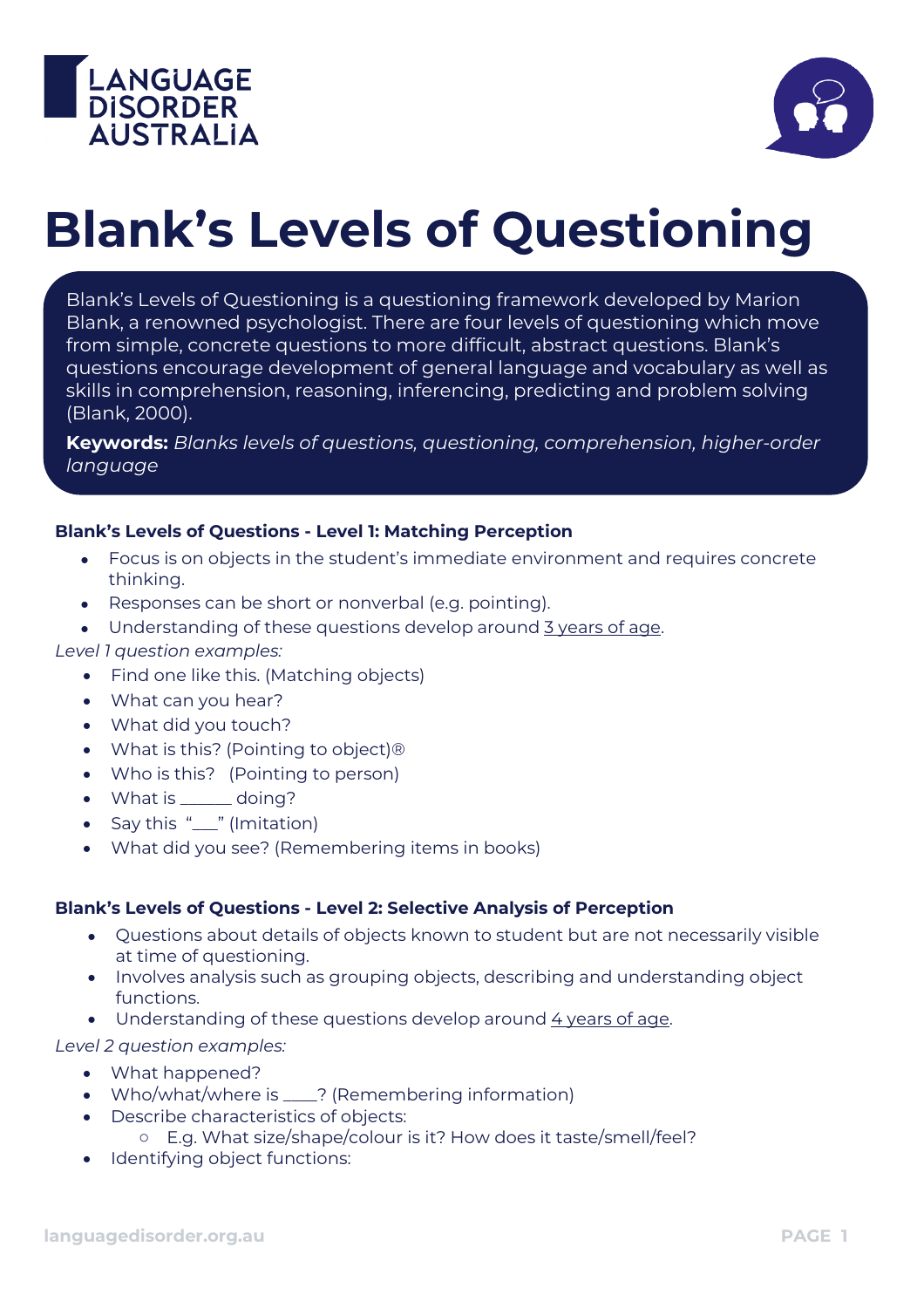# Blank's Levels of Questioning

Blank's Levels of Questioning is a questioning framework developed by Marion Blank, a renowned psychologist. There are four levels of questioning which move from simple, concrete questions to more difficult, abstract questions. Blank's questions encourage development of general language and vocabulary as well as skills in comprehension, reasoning, inferencing, predicting and problem solving (Blank, 2000).

**Keywords:** *Blanks levels of questions, questioning, comprehension, higher-order language*

**Blank's Levels of Questions - Level 1: Matching Perception**

- Focus is on objects in the student's immediate environment and requires concrete thinking.
- Responses can be short or nonverbal (e.g. pointing).
- Understanding of these questions develop around 3 years of age.

*Level 1 question examples:*

- Find one like this. (Matching objects)
- What can you hear?
- What did you touch?
- What is this? (Pointing to object)®
- Who is this? (Pointing to person)
- What is ______ doing?
- Say this "___" (Imitation)
- What did you see? (Remembering items in books)

**Blank's Levels of Questions - Level 2: Selective Analysis of Perception**

- Questions about details of objects known to student but are not necessarily visible at time of questioning.
- Involves analysis such as grouping objects, describing and understanding object functions.
- Understanding of these questions develop around 4 years of age.

*Level 2 question examples:*

- What happened?
- Who/what/where is ____? (Remembering information)
- Describe characteristics of objects:
  - E.g. What size/shape/colour is it? How does it taste/smell/feel?
- Identifying object functions: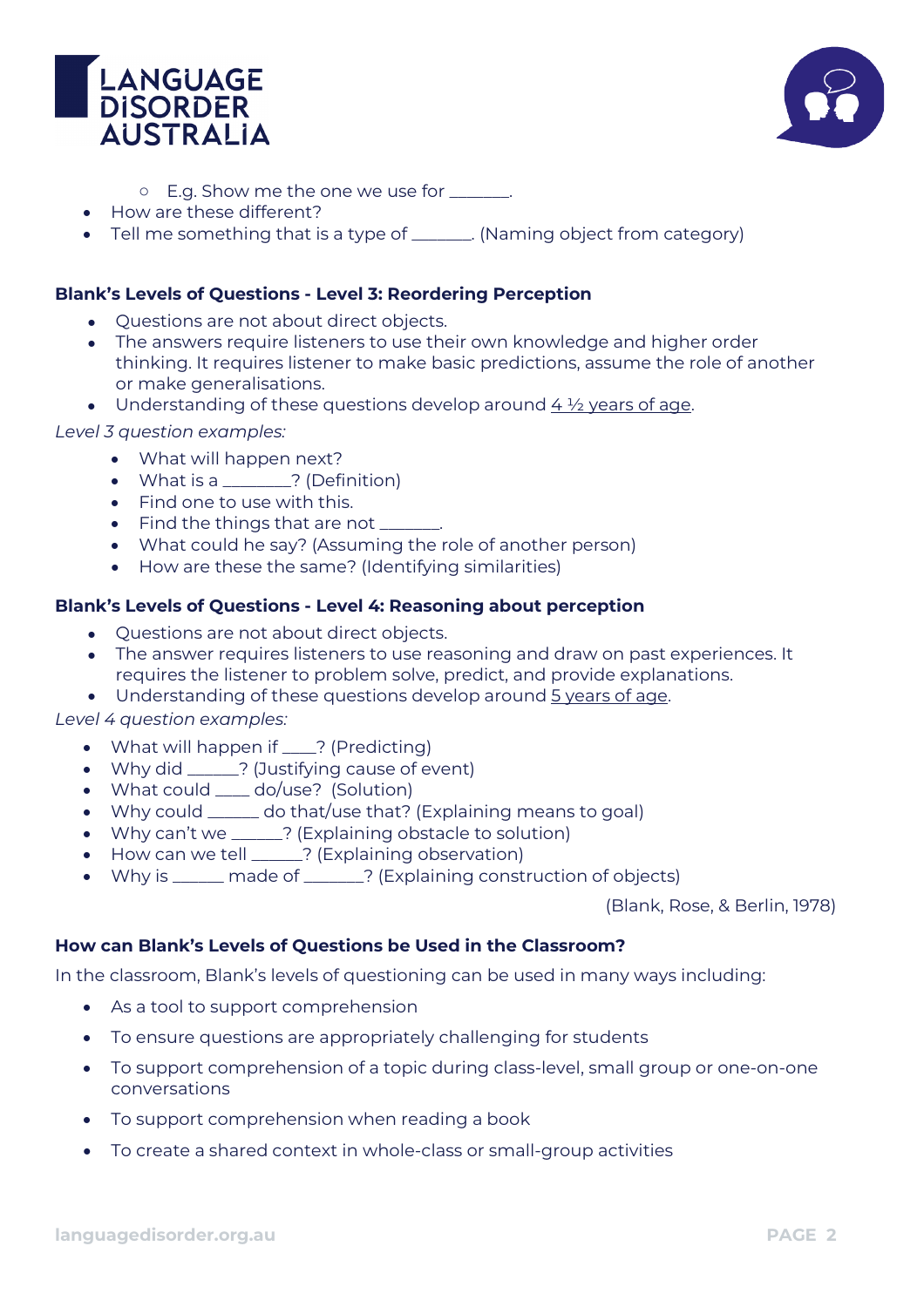- E.g. Show me the one we use for _______.
- How are these different?
- Tell me something that is a type of _______. (Naming object from category)

**Blank's Levels of Questions - Level 3: Reordering Perception**

- Questions are not about direct objects.
- The answers require listeners to use their own knowledge and higher order thinking. It requires listener to make basic predictions, assume the role of another or make generalisations.
- Understanding of these questions develop around <u>4 ½ years of age</u>.

*Level 3 question examples:*

- What will happen next?
- What is a ________? (Definition)
- Find one to use with this.
- Find the things that are not _______.
- What could he say? (Assuming the role of another person)
- How are these the same? (Identifying similarities)

**Blank's Levels of Questions - Level 4: Reasoning about perception**

- Questions are not about direct objects.
- The answer requires listeners to use reasoning and draw on past experiences. It requires the listener to problem solve, predict, and provide explanations.
- Understanding of these questions develop around <u>5 years of age</u>.

*Level 4 question examples:*

- What will happen if ____? (Predicting)
- Why did ______? (Justifying cause of event)
- What could ____ do/use? (Solution)
- Why could ______ do that/use that? (Explaining means to goal)
- Why can't we ______? (Explaining obstacle to solution)
- How can we tell ______? (Explaining observation)
- Why is ______ made of _______? (Explaining construction of objects)

(Blank, Rose, & Berlin, 1978)

**How can Blank's Levels of Questions be Used in the Classroom?**

In the classroom, Blank's levels of questioning can be used in many ways including:

- As a tool to support comprehension
- To ensure questions are appropriately challenging for students
- To support comprehension of a topic during class-level, small group or one-on-one conversations
- To support comprehension when reading a book
- To create a shared context in whole-class or small-group activities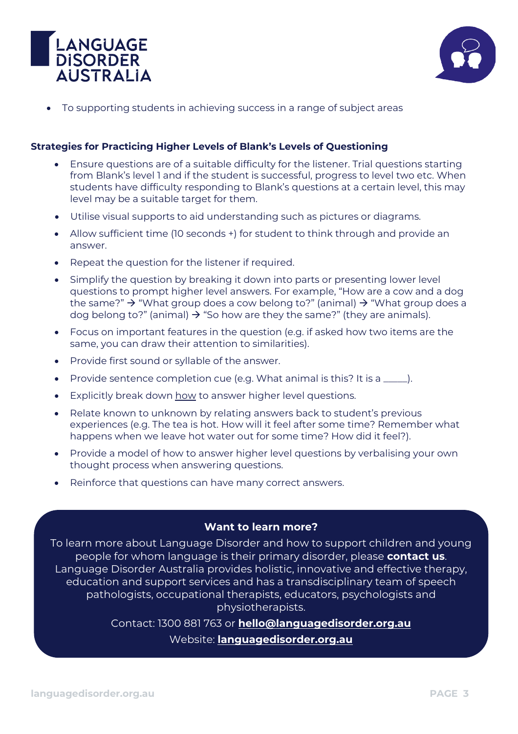- To supporting students in achieving success in a range of subject areas

**Strategies for Practicing Higher Levels of Blank's Levels of Questioning**

- Ensure questions are of a suitable difficulty for the listener. Trial questions starting from Blank's level 1 and if the student is successful, progress to level two etc. When students have difficulty responding to Blank's questions at a certain level, this may level may be a suitable target for them.
- Utilise visual supports to aid understanding such as pictures or diagrams.
- Allow sufficient time (10 seconds +) for student to think through and provide an answer.
- Repeat the question for the listener if required.
- Simplify the question by breaking it down into parts or presenting lower level questions to prompt higher level answers. For example, "How are a cow and a dog the same?" → "What group does a cow belong to?" (animal) → "What group does a dog belong to?" (animal) → "So how are they the same?" (they are animals).
- Focus on important features in the question (e.g. if asked how two items are the same, you can draw their attention to similarities).
- Provide first sound or syllable of the answer.
- Provide sentence completion cue (e.g. What animal is this? It is a _____).
- Explicitly break down how to answer higher level questions.
- Relate known to unknown by relating answers back to student's previous experiences (e.g. The tea is hot. How will it feel after some time? Remember what happens when we leave hot water out for some time? How did it feel?).
- Provide a model of how to answer higher level questions by verbalising your own thought process when answering questions.
- Reinforce that questions can have many correct answers.

**Want to learn more?**

To learn more about Language Disorder and how to support children and young people for whom language is their primary disorder, please **contact us**. Language Disorder Australia provides holistic, innovative and effective therapy, education and support services and has a transdisciplinary team of speech pathologists, occupational therapists, educators, psychologists and physiotherapists.

Contact: 1300 881 763 or **hello@languagedisorder.org.au**

Website: **languagedisorder.org.au**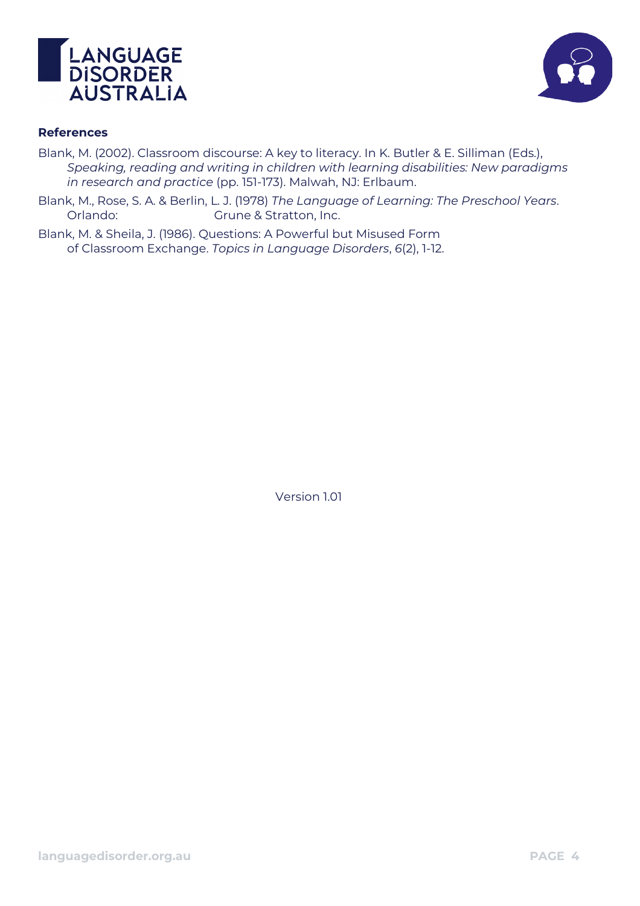**References**

Blank, M. (2002). Classroom discourse: A key to literacy. In K. Butler & E. Silliman (Eds.), *Speaking, reading and writing in children with learning disabilities: New paradigms in research and practice* (pp. 151-173). Malwah, NJ: Erlbaum.

Blank, M., Rose, S. A. & Berlin, L. J. (1978) *The Language of Learning: The Preschool Years*. Orlando: Grune & Stratton, Inc.

Blank, M. & Sheila, J. (1986). Questions: A Powerful but Misused Form of Classroom Exchange. *Topics in Language Disorders*, *6*(2), 1-12.

Version 1.01